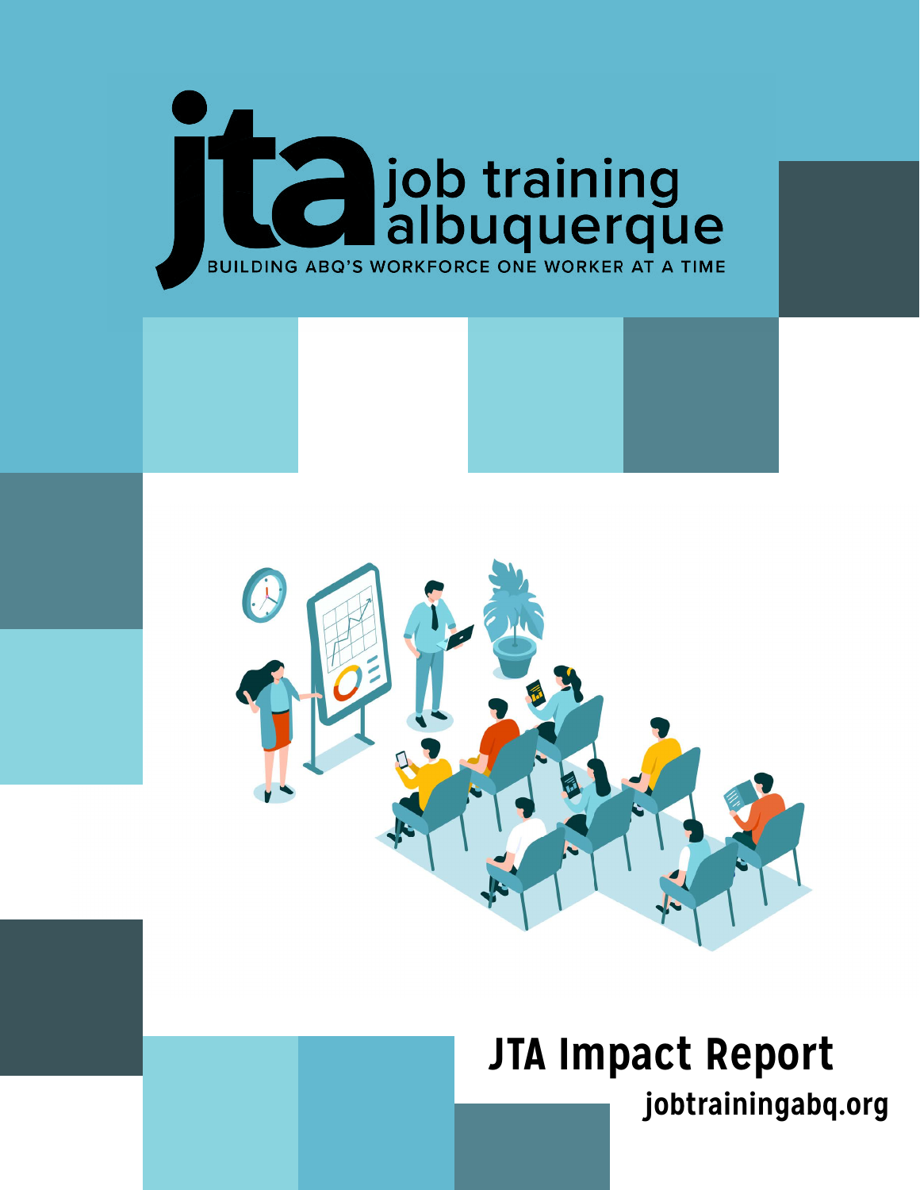# jta job training albuquerque

BUILDING ABQ'S WORKFORCE ONE WORKER AT A TIME

## JTA Impact Report

**jobtrainingabq.org**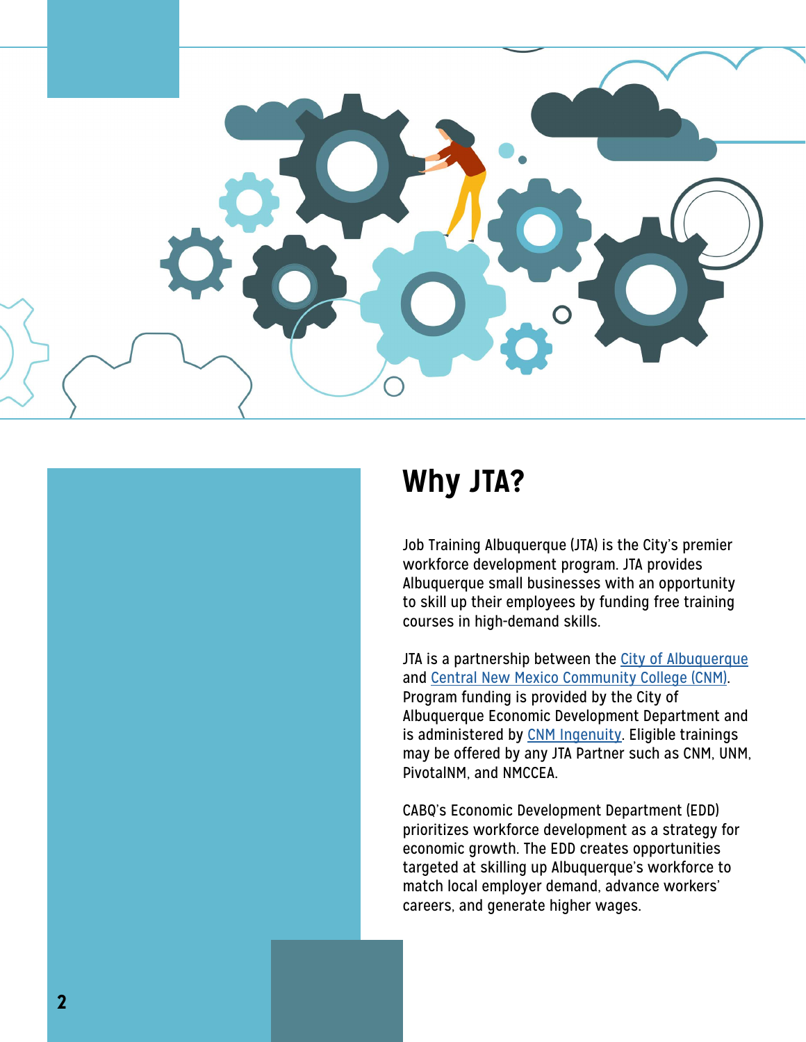## Why JTA?

Job Training Albuquerque (JTA) is the City's premier workforce development program. JTA provides Albuquerque small businesses with an opportunity to skill up their employees by funding free training courses in high-demand skills.

JTA is a partnership between the City of Albuquerque and Central New Mexico Community College (CNM). Program funding is provided by the City of Albuquerque Economic Development Department and is administered by CNM Ingenuity. Eligible trainings may be offered by any JTA Partner such as CNM, UNM, PivotalNM, and NMCCEA.

CABQ's Economic Development Department (EDD) prioritizes workforce development as a strategy for economic growth. The EDD creates opportunities targeted at skilling up Albuquerque's workforce to match local employer demand, advance workers' careers, and generate higher wages.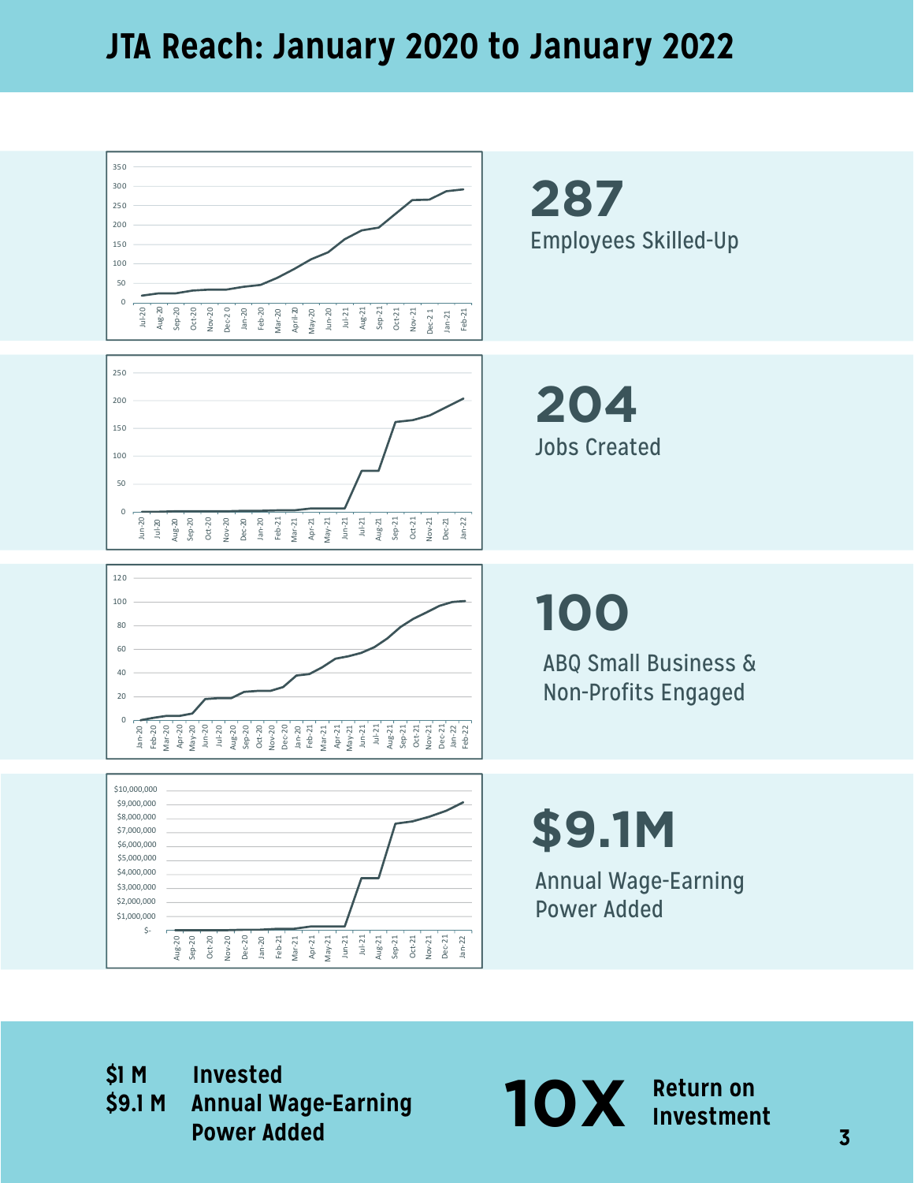# JTA Reach: January 2020 to January 2022

**287**
Employees Skilled-Up

**204**
Jobs Created

**100**
ABQ Small Business & Non-Profits Engaged

**$9.1M**
Annual Wage-Earning Power Added

| | |
|---|---|
| **$1 M** | **Invested** |
| **$9.1 M** | **Annual Wage-Earning Power Added** |

**10X** **Return on Investment**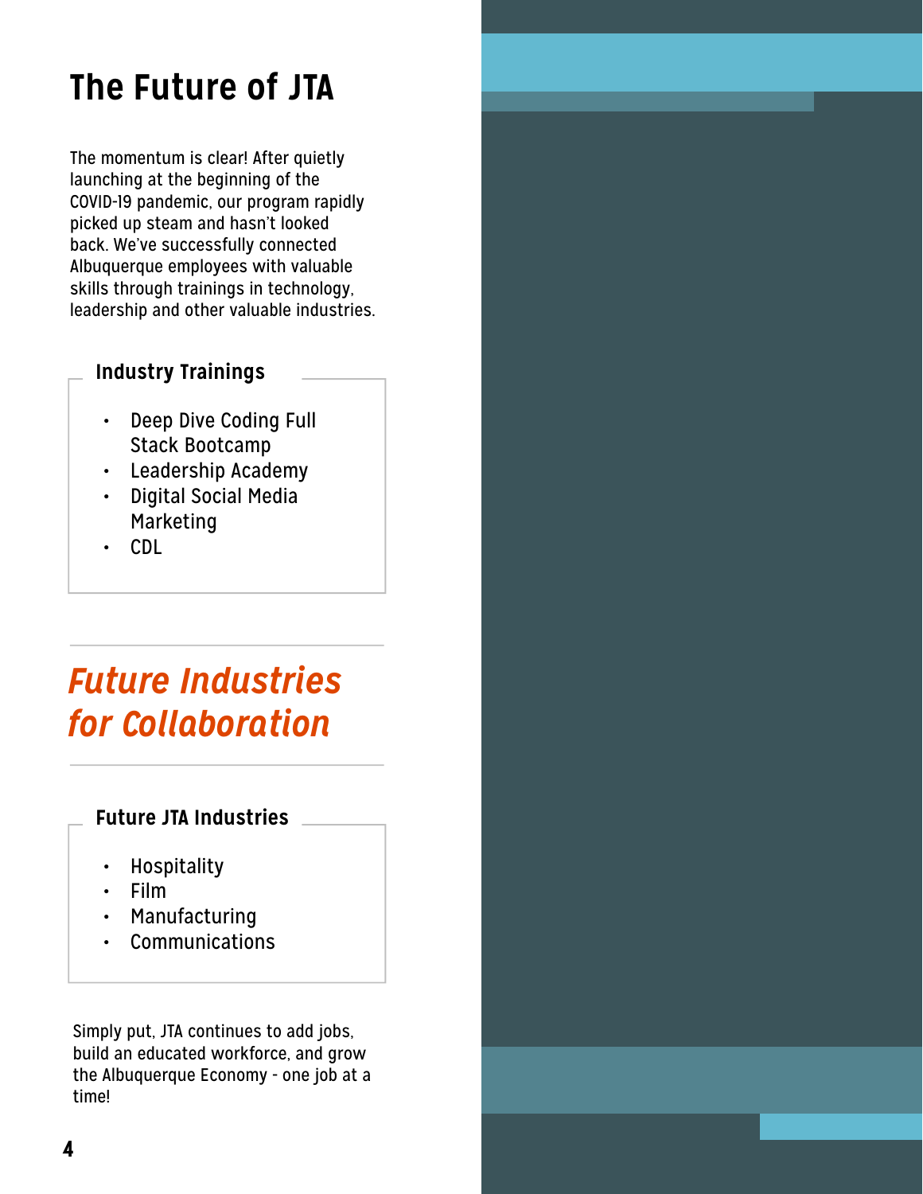# The Future of JTA

The momentum is clear! After quietly launching at the beginning of the COVID-19 pandemic, our program rapidly picked up steam and hasn't looked back. We've successfully connected Albuquerque employees with valuable skills through trainings in technology, leadership and other valuable industries.

### Industry Trainings

- Deep Dive Coding Full Stack Bootcamp
- Leadership Academy
- Digital Social Media Marketing
- CDL

## *Future Industries for Collaboration*

### Future JTA Industries

- Hospitality
- Film
- Manufacturing
- Communications

Simply put, JTA continues to add jobs, build an educated workforce, and grow the Albuquerque Economy - one job at a time!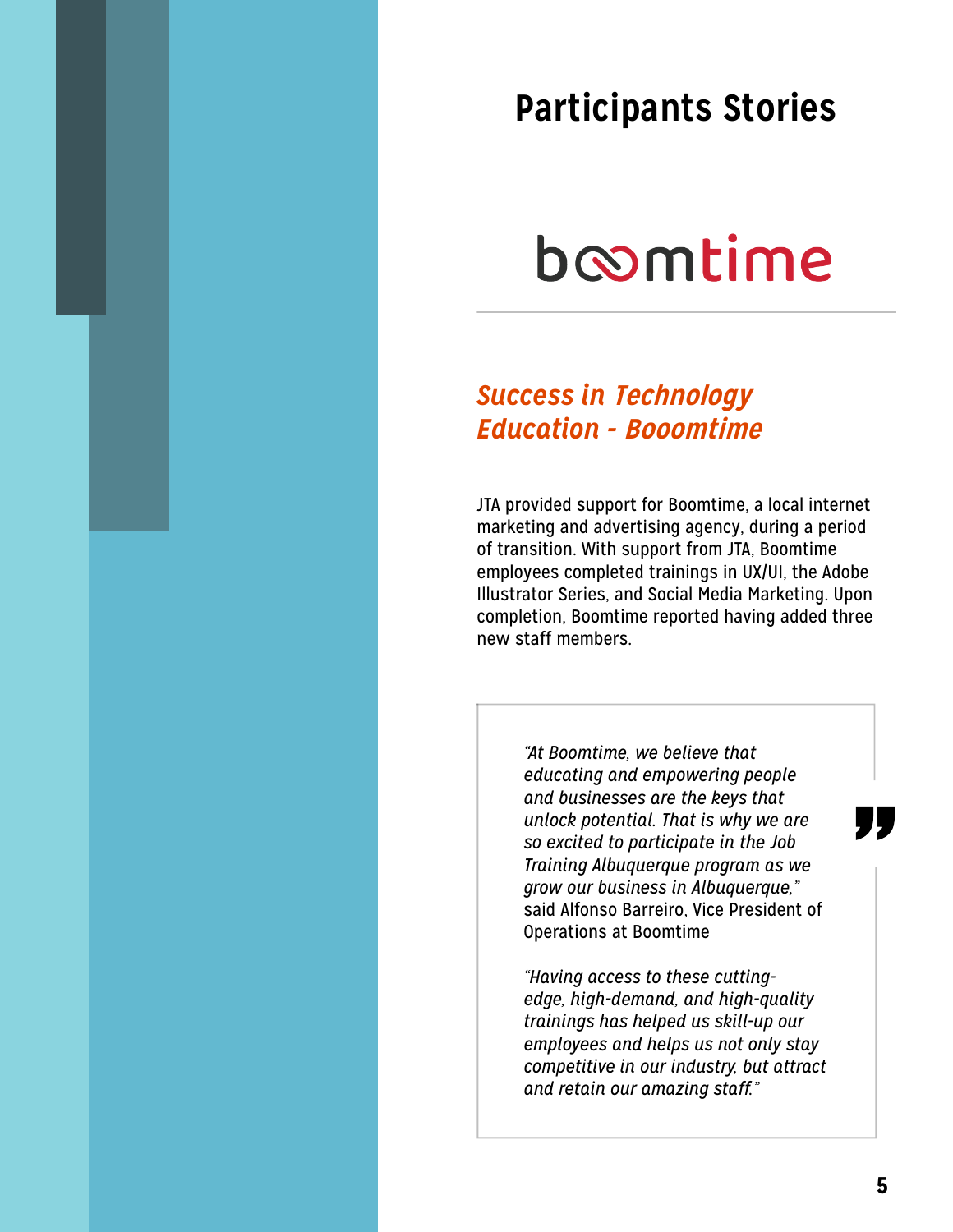# Participants Stories

boomtime

## *Success in Technology Education - Booomtime*

JTA provided support for Boomtime, a local internet marketing and advertising agency, during a period of transition. With support from JTA, Boomtime employees completed trainings in UX/UI, the Adobe Illustrator Series, and Social Media Marketing. Upon completion, Boomtime reported having added three new staff members.

> *"At Boomtime, we believe that educating and empowering people and businesses are the keys that unlock potential. That is why we are so excited to participate in the Job Training Albuquerque program as we grow our business in Albuquerque,"* said Alfonso Barreiro, Vice President of Operations at Boomtime
>
> *"Having access to these cutting-edge, high-demand, and high-quality trainings has helped us skill-up our employees and helps us not only stay competitive in our industry, but attract and retain our amazing staff."*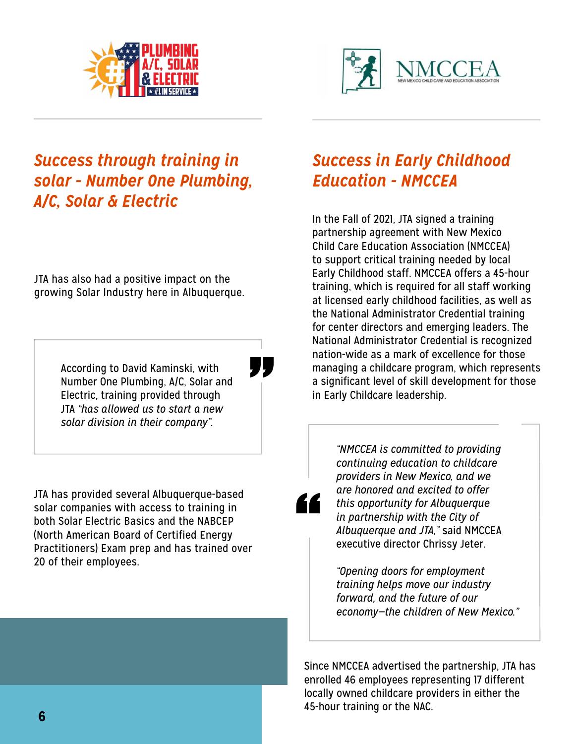## *Success through training in solar - Number One Plumbing, A/C, Solar & Electric*

JTA has also had a positive impact on the growing Solar Industry here in Albuquerque.

> According to David Kaminski, with Number One Plumbing, A/C, Solar and Electric, training provided through JTA *"has allowed us to start a new solar division in their company"*.

JTA has provided several Albuquerque-based solar companies with access to training in both Solar Electric Basics and the NABCEP (North American Board of Certified Energy Practitioners) Exam prep and has trained over 20 of their employees.

## *Success in Early Childhood Education - NMCCEA*

In the Fall of 2021, JTA signed a training partnership agreement with New Mexico Child Care Education Association (NMCCEA) to support critical training needed by local Early Childhood staff. NMCCEA offers a 45-hour training, which is required for all staff working at licensed early childhood facilities, as well as the National Administrator Credential training for center directors and emerging leaders. The National Administrator Credential is recognized nation-wide as a mark of excellence for those managing a childcare program, which represents a significant level of skill development for those in Early Childcare leadership.

> *"NMCCEA is committed to providing continuing education to childcare providers in New Mexico, and we are honored and excited to offer this opportunity for Albuquerque in partnership with the City of Albuquerque and JTA,"* said NMCCEA executive director Chrissy Jeter.
>
> *"Opening doors for employment training helps move our industry forward, and the future of our economy—the children of New Mexico."*

Since NMCCEA advertised the partnership, JTA has enrolled 46 employees representing 17 different locally owned childcare providers in either the 45-hour training or the NAC.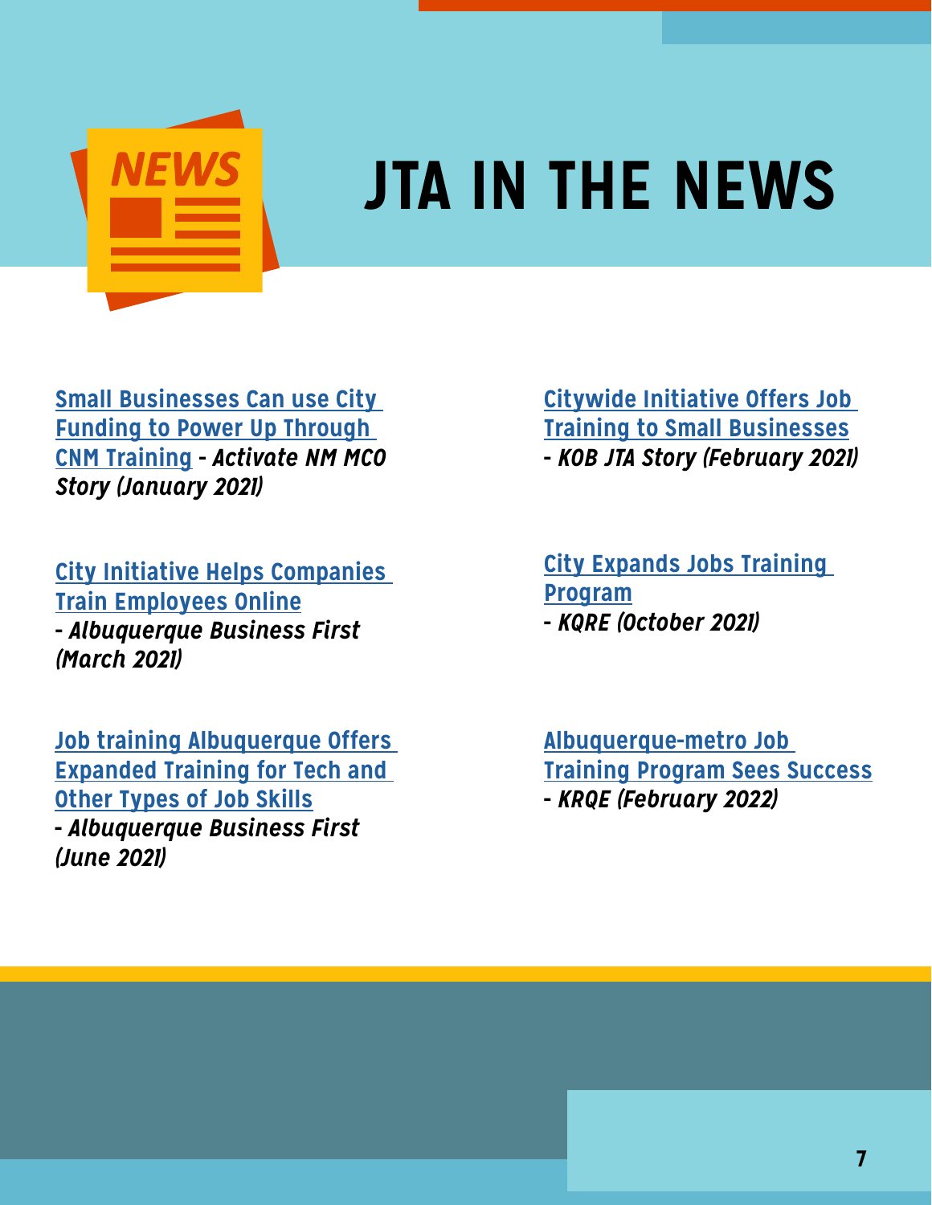# JTA IN THE NEWS

Small Businesses Can use City Funding to Power Up Through CNM Training - *Activate NM MCO Story (January 2021)*

City Initiative Helps Companies Train Employees Online - *Albuquerque Business First (March 2021)*

Job training Albuquerque Offers Expanded Training for Tech and Other Types of Job Skills - *Albuquerque Business First (June 2021)*

Citywide Initiative Offers Job Training to Small Businesses - *KOB JTA Story (February 2021)*

City Expands Jobs Training Program - *KQRE (October 2021)*

Albuquerque-metro Job Training Program Sees Success - *KRQE (February 2022)*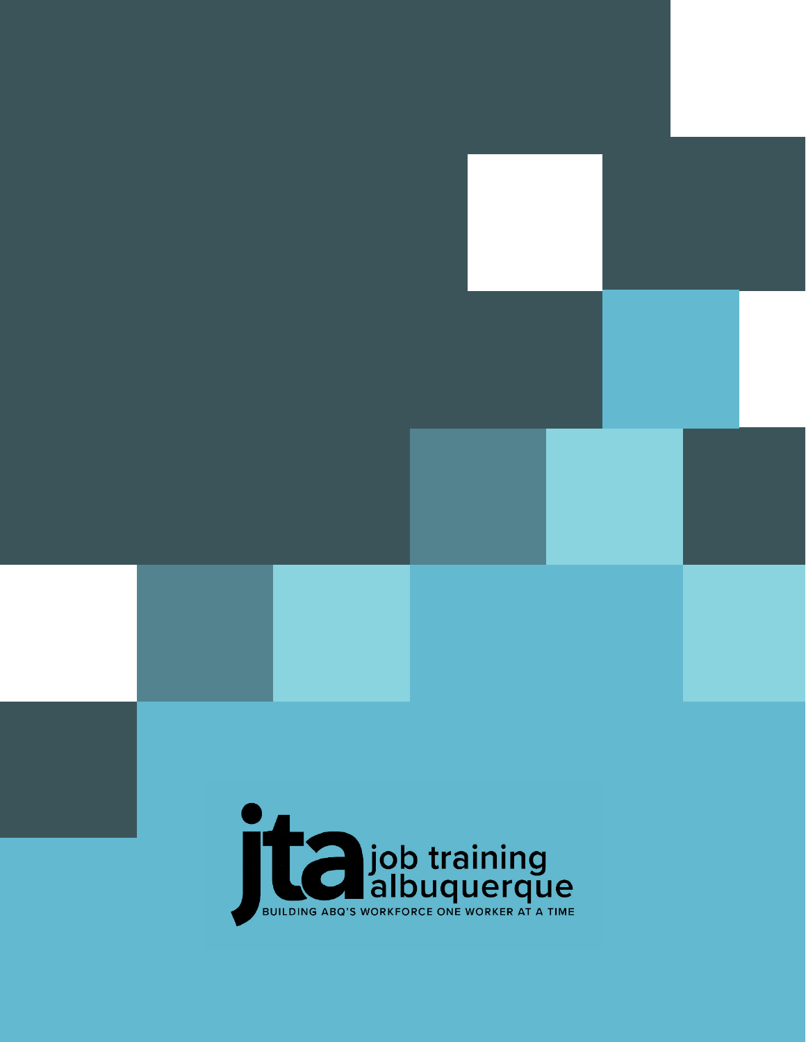jta job training albuquerque

BUILDING ABQ'S WORKFORCE ONE WORKER AT A TIME